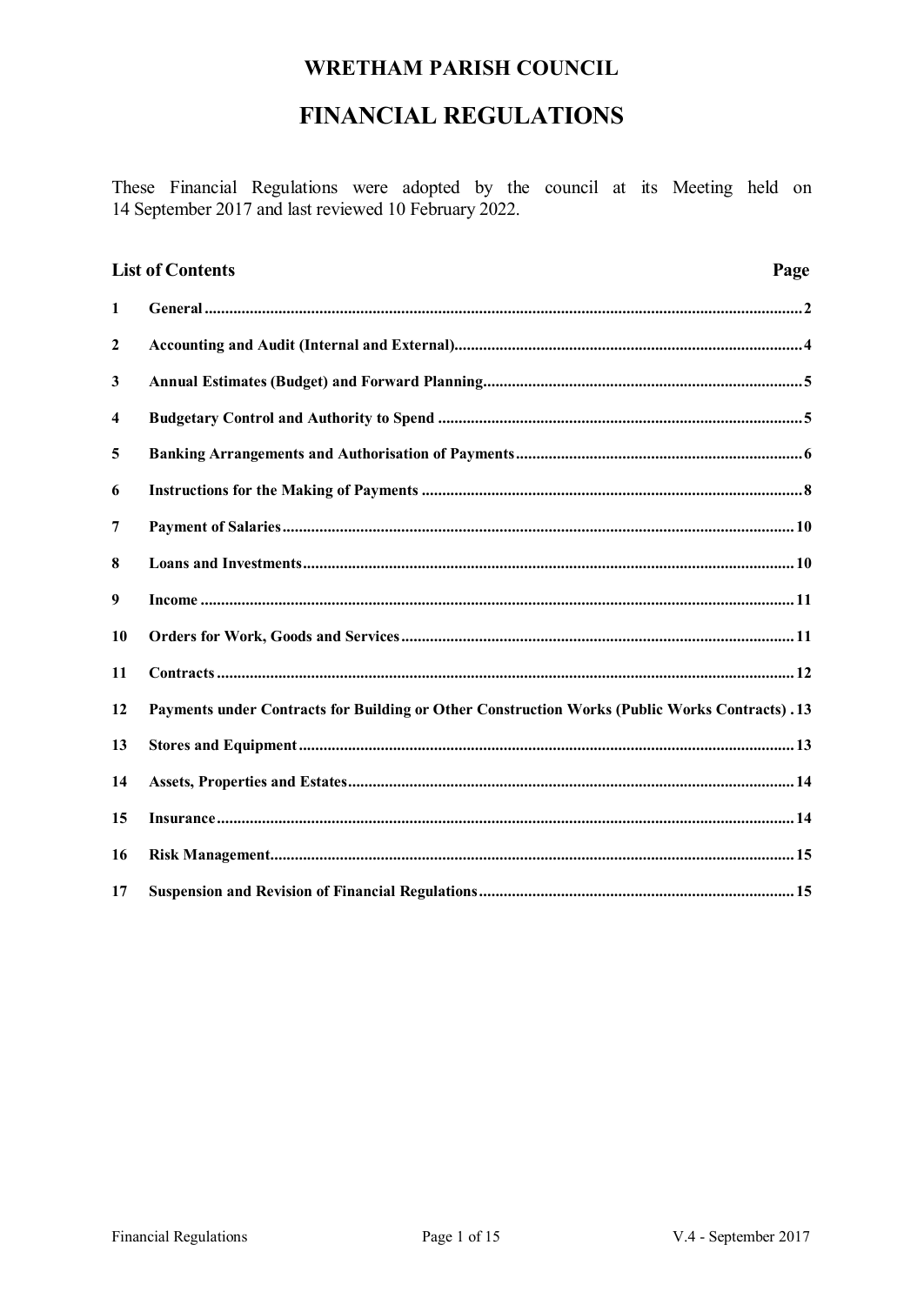# WRETHAM PARISH COUNCIL

# FINANCIAL REGULATIONS

These Financial Regulations were adopted by the council at its Meeting held on 14 September 2017 and last reviewed 10 February 2022.

## List of Contents

| | | Page |
|---|---|---|
| 1 | General | 2 |
| 2 | Accounting and Audit (Internal and External) | 4 |
| 3 | Annual Estimates (Budget) and Forward Planning | 5 |
| 4 | Budgetary Control and Authority to Spend | 5 |
| 5 | Banking Arrangements and Authorisation of Payments | 6 |
| 6 | Instructions for the Making of Payments | 8 |
| 7 | Payment of Salaries | 10 |
| 8 | Loans and Investments | 10 |
| 9 | Income | 11 |
| 10 | Orders for Work, Goods and Services | 11 |
| 11 | Contracts | 12 |
| 12 | Payments under Contracts for Building or Other Construction Works (Public Works Contracts) | 13 |
| 13 | Stores and Equipment | 13 |
| 14 | Assets, Properties and Estates | 14 |
| 15 | Insurance | 14 |
| 16 | Risk Management | 15 |
| 17 | Suspension and Revision of Financial Regulations | 15 |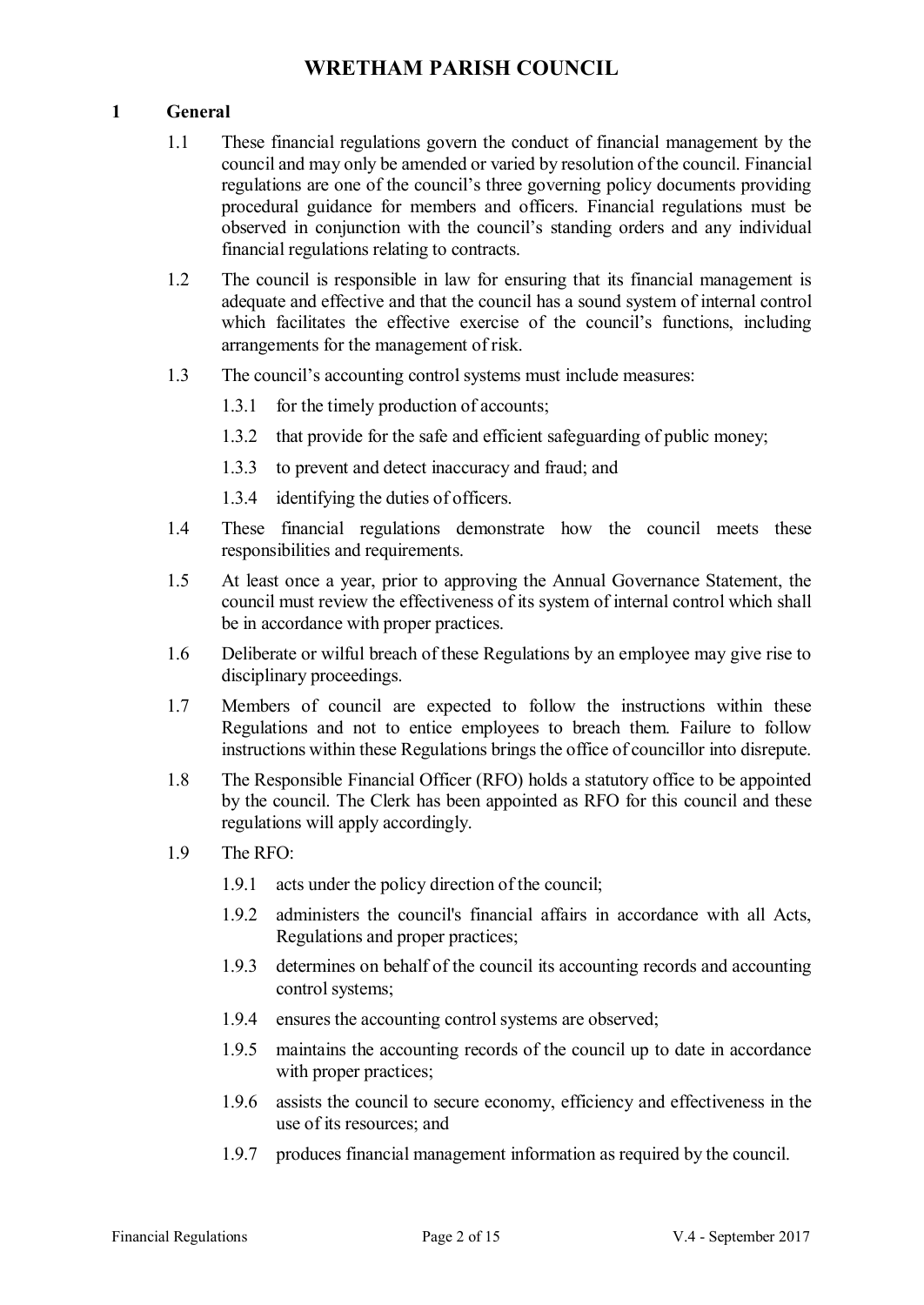# WRETHAM PARISH COUNCIL

## 1 General

1.1 These financial regulations govern the conduct of financial management by the council and may only be amended or varied by resolution of the council. Financial regulations are one of the council's three governing policy documents providing procedural guidance for members and officers. Financial regulations must be observed in conjunction with the council's standing orders and any individual financial regulations relating to contracts.

1.2 The council is responsible in law for ensuring that its financial management is adequate and effective and that the council has a sound system of internal control which facilitates the effective exercise of the council's functions, including arrangements for the management of risk.

1.3 The council's accounting control systems must include measures:

- 1.3.1 for the timely production of accounts;
- 1.3.2 that provide for the safe and efficient safeguarding of public money;
- 1.3.3 to prevent and detect inaccuracy and fraud; and
- 1.3.4 identifying the duties of officers.

1.4 These financial regulations demonstrate how the council meets these responsibilities and requirements.

1.5 At least once a year, prior to approving the Annual Governance Statement, the council must review the effectiveness of its system of internal control which shall be in accordance with proper practices.

1.6 Deliberate or wilful breach of these Regulations by an employee may give rise to disciplinary proceedings.

1.7 Members of council are expected to follow the instructions within these Regulations and not to entice employees to breach them. Failure to follow instructions within these Regulations brings the office of councillor into disrepute.

1.8 The Responsible Financial Officer (RFO) holds a statutory office to be appointed by the council. The Clerk has been appointed as RFO for this council and these regulations will apply accordingly.

1.9 The RFO:

- 1.9.1 acts under the policy direction of the council;
- 1.9.2 administers the council's financial affairs in accordance with all Acts, Regulations and proper practices;
- 1.9.3 determines on behalf of the council its accounting records and accounting control systems;
- 1.9.4 ensures the accounting control systems are observed;
- 1.9.5 maintains the accounting records of the council up to date in accordance with proper practices;
- 1.9.6 assists the council to secure economy, efficiency and effectiveness in the use of its resources; and
- 1.9.7 produces financial management information as required by the council.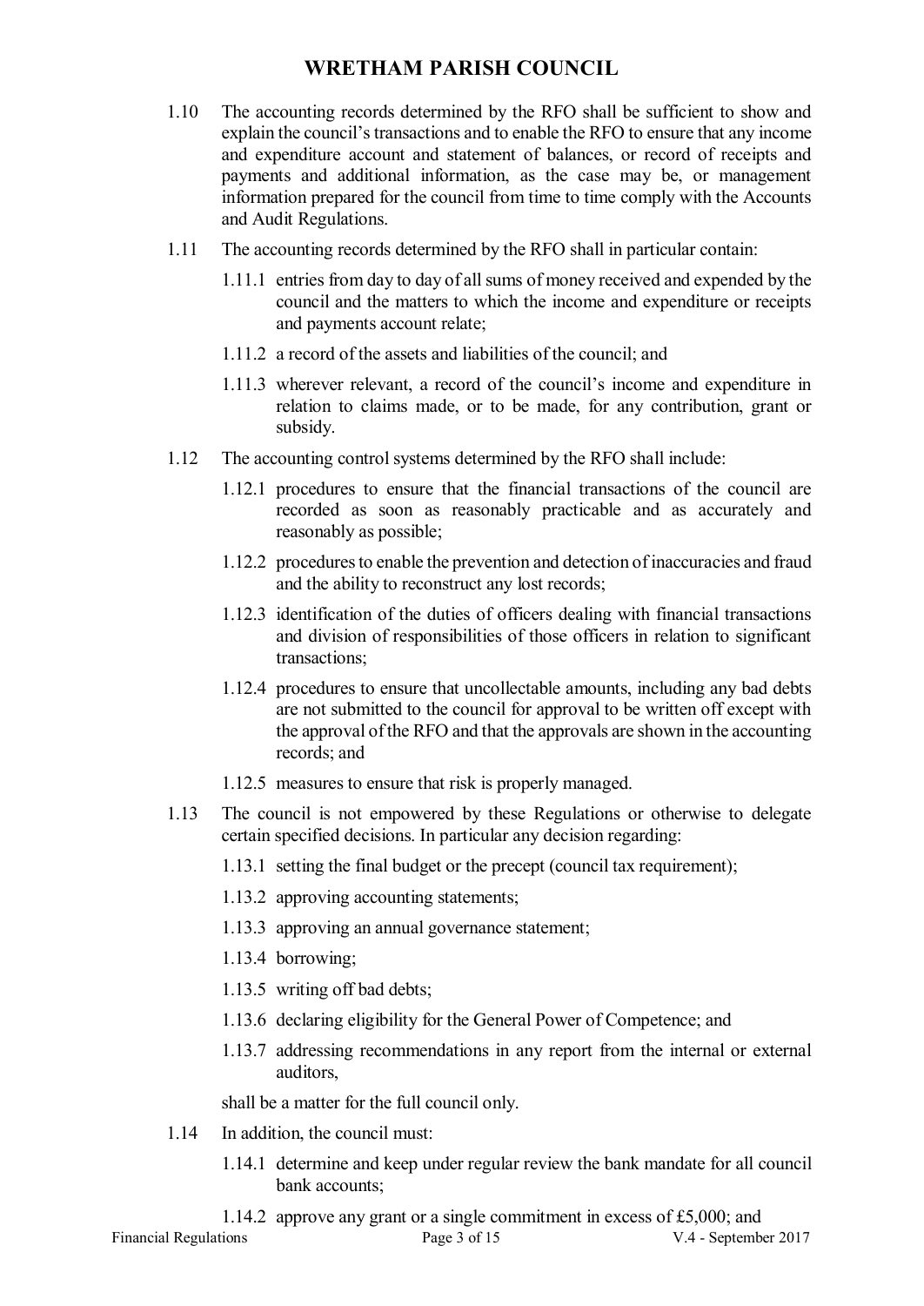1.10 The accounting records determined by the RFO shall be sufficient to show and explain the council's transactions and to enable the RFO to ensure that any income and expenditure account and statement of balances, or record of receipts and payments and additional information, as the case may be, or management information prepared for the council from time to time comply with the Accounts and Audit Regulations.

1.11 The accounting records determined by the RFO shall in particular contain:

- 1.11.1 entries from day to day of all sums of money received and expended by the council and the matters to which the income and expenditure or receipts and payments account relate;
- 1.11.2 a record of the assets and liabilities of the council; and
- 1.11.3 wherever relevant, a record of the council's income and expenditure in relation to claims made, or to be made, for any contribution, grant or subsidy.

1.12 The accounting control systems determined by the RFO shall include:

- 1.12.1 procedures to ensure that the financial transactions of the council are recorded as soon as reasonably practicable and as accurately and reasonably as possible;
- 1.12.2 procedures to enable the prevention and detection of inaccuracies and fraud and the ability to reconstruct any lost records;
- 1.12.3 identification of the duties of officers dealing with financial transactions and division of responsibilities of those officers in relation to significant transactions;
- 1.12.4 procedures to ensure that uncollectable amounts, including any bad debts are not submitted to the council for approval to be written off except with the approval of the RFO and that the approvals are shown in the accounting records; and
- 1.12.5 measures to ensure that risk is properly managed.

1.13 The council is not empowered by these Regulations or otherwise to delegate certain specified decisions. In particular any decision regarding:

- 1.13.1 setting the final budget or the precept (council tax requirement);
- 1.13.2 approving accounting statements;
- 1.13.3 approving an annual governance statement;
- 1.13.4 borrowing;
- 1.13.5 writing off bad debts;
- 1.13.6 declaring eligibility for the General Power of Competence; and
- 1.13.7 addressing recommendations in any report from the internal or external auditors,

shall be a matter for the full council only.

1.14 In addition, the council must:

- 1.14.1 determine and keep under regular review the bank mandate for all council bank accounts;
- 1.14.2 approve any grant or a single commitment in excess of £5,000; and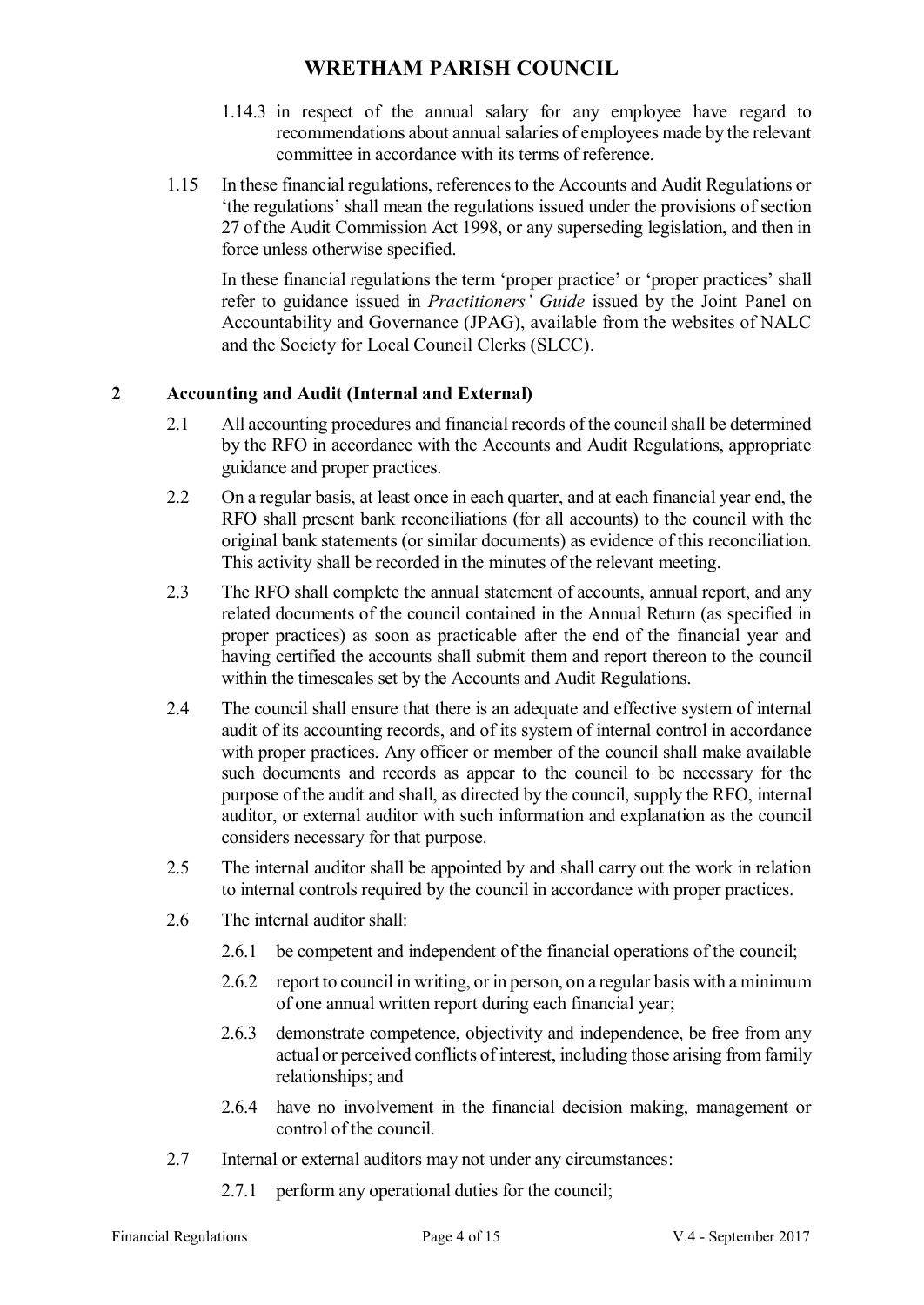1.14.3 in respect of the annual salary for any employee have regard to recommendations about annual salaries of employees made by the relevant committee in accordance with its terms of reference.

1.15 In these financial regulations, references to the Accounts and Audit Regulations or 'the regulations' shall mean the regulations issued under the provisions of section 27 of the Audit Commission Act 1998, or any superseding legislation, and then in force unless otherwise specified.

In these financial regulations the term 'proper practice' or 'proper practices' shall refer to guidance issued in *Practitioners' Guide* issued by the Joint Panel on Accountability and Governance (JPAG), available from the websites of NALC and the Society for Local Council Clerks (SLCC).

## 2 Accounting and Audit (Internal and External)

2.1 All accounting procedures and financial records of the council shall be determined by the RFO in accordance with the Accounts and Audit Regulations, appropriate guidance and proper practices.

2.2 On a regular basis, at least once in each quarter, and at each financial year end, the RFO shall present bank reconciliations (for all accounts) to the council with the original bank statements (or similar documents) as evidence of this reconciliation. This activity shall be recorded in the minutes of the relevant meeting.

2.3 The RFO shall complete the annual statement of accounts, annual report, and any related documents of the council contained in the Annual Return (as specified in proper practices) as soon as practicable after the end of the financial year and having certified the accounts shall submit them and report thereon to the council within the timescales set by the Accounts and Audit Regulations.

2.4 The council shall ensure that there is an adequate and effective system of internal audit of its accounting records, and of its system of internal control in accordance with proper practices. Any officer or member of the council shall make available such documents and records as appear to the council to be necessary for the purpose of the audit and shall, as directed by the council, supply the RFO, internal auditor, or external auditor with such information and explanation as the council considers necessary for that purpose.

2.5 The internal auditor shall be appointed by and shall carry out the work in relation to internal controls required by the council in accordance with proper practices.

2.6 The internal auditor shall:

2.6.1 be competent and independent of the financial operations of the council;

2.6.2 report to council in writing, or in person, on a regular basis with a minimum of one annual written report during each financial year;

2.6.3 demonstrate competence, objectivity and independence, be free from any actual or perceived conflicts of interest, including those arising from family relationships; and

2.6.4 have no involvement in the financial decision making, management or control of the council.

2.7 Internal or external auditors may not under any circumstances:

2.7.1 perform any operational duties for the council;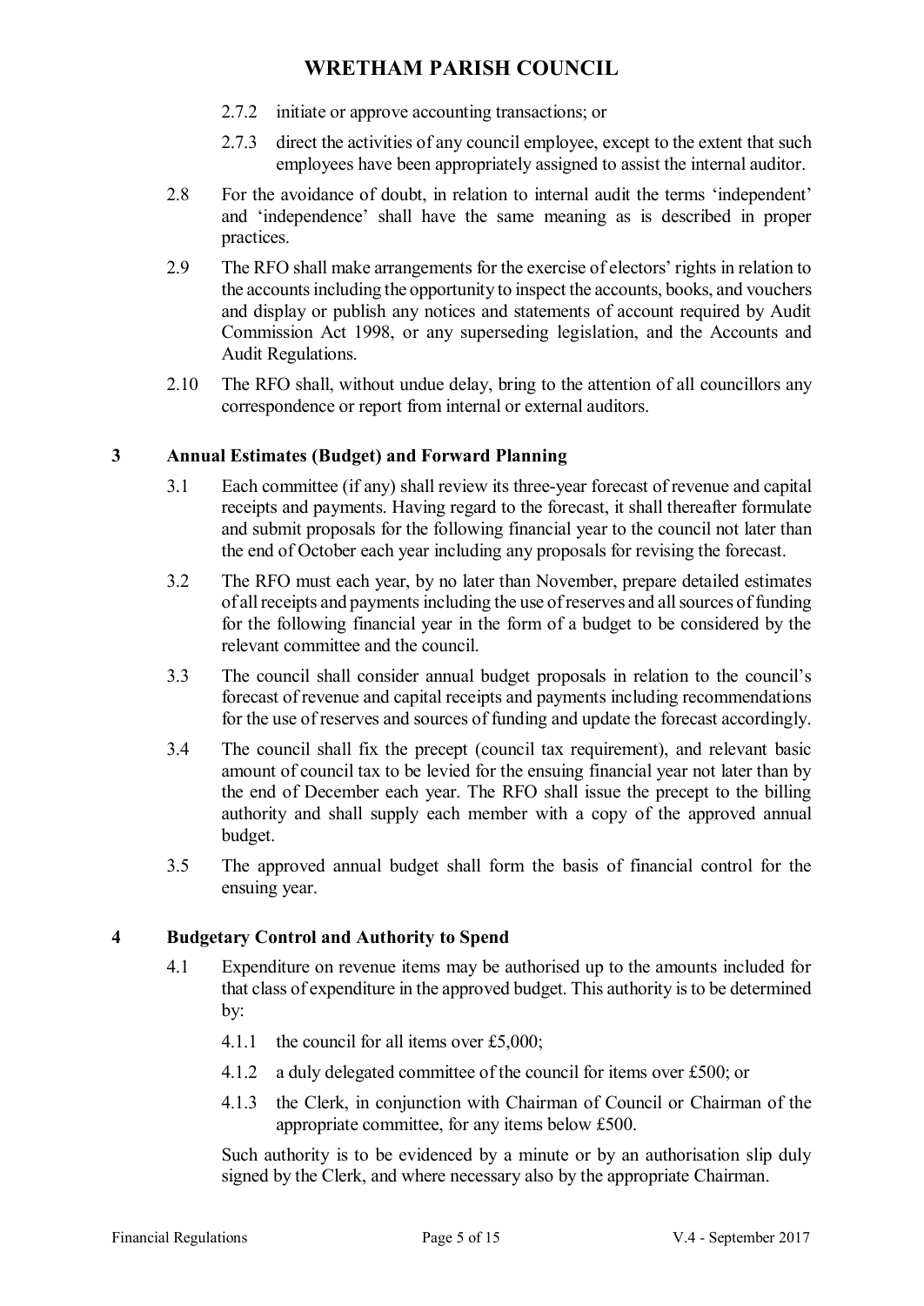2.7.2 initiate or approve accounting transactions; or

2.7.3 direct the activities of any council employee, except to the extent that such employees have been appropriately assigned to assist the internal auditor.

2.8 For the avoidance of doubt, in relation to internal audit the terms 'independent' and 'independence' shall have the same meaning as is described in proper practices.

2.9 The RFO shall make arrangements for the exercise of electors' rights in relation to the accounts including the opportunity to inspect the accounts, books, and vouchers and display or publish any notices and statements of account required by Audit Commission Act 1998, or any superseding legislation, and the Accounts and Audit Regulations.

2.10 The RFO shall, without undue delay, bring to the attention of all councillors any correspondence or report from internal or external auditors.

## 3 Annual Estimates (Budget) and Forward Planning

3.1 Each committee (if any) shall review its three-year forecast of revenue and capital receipts and payments. Having regard to the forecast, it shall thereafter formulate and submit proposals for the following financial year to the council not later than the end of October each year including any proposals for revising the forecast.

3.2 The RFO must each year, by no later than November, prepare detailed estimates of all receipts and payments including the use of reserves and all sources of funding for the following financial year in the form of a budget to be considered by the relevant committee and the council.

3.3 The council shall consider annual budget proposals in relation to the council's forecast of revenue and capital receipts and payments including recommendations for the use of reserves and sources of funding and update the forecast accordingly.

3.4 The council shall fix the precept (council tax requirement), and relevant basic amount of council tax to be levied for the ensuing financial year not later than by the end of December each year. The RFO shall issue the precept to the billing authority and shall supply each member with a copy of the approved annual budget.

3.5 The approved annual budget shall form the basis of financial control for the ensuing year.

## 4 Budgetary Control and Authority to Spend

4.1 Expenditure on revenue items may be authorised up to the amounts included for that class of expenditure in the approved budget. This authority is to be determined by:

4.1.1 the council for all items over £5,000;

4.1.2 a duly delegated committee of the council for items over £500; or

4.1.3 the Clerk, in conjunction with Chairman of Council or Chairman of the appropriate committee, for any items below £500.

Such authority is to be evidenced by a minute or by an authorisation slip duly signed by the Clerk, and where necessary also by the appropriate Chairman.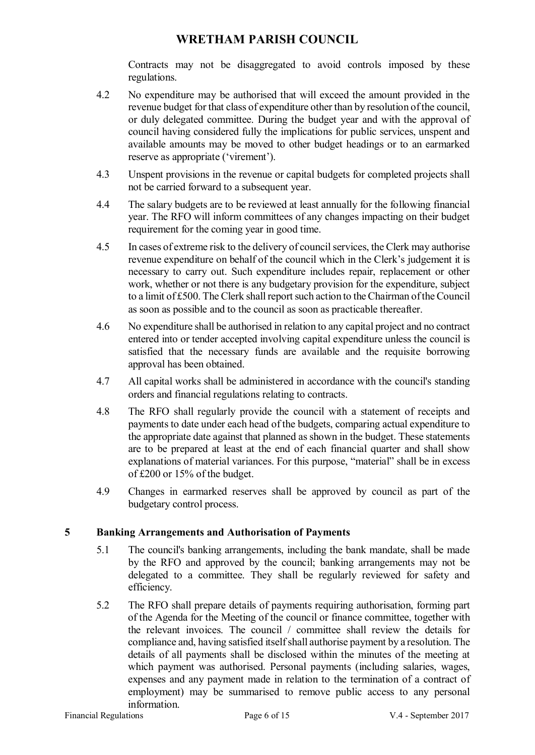Contracts may not be disaggregated to avoid controls imposed by these regulations.

4.2 No expenditure may be authorised that will exceed the amount provided in the revenue budget for that class of expenditure other than by resolution of the council, or duly delegated committee. During the budget year and with the approval of council having considered fully the implications for public services, unspent and available amounts may be moved to other budget headings or to an earmarked reserve as appropriate ('virement').

4.3 Unspent provisions in the revenue or capital budgets for completed projects shall not be carried forward to a subsequent year.

4.4 The salary budgets are to be reviewed at least annually for the following financial year. The RFO will inform committees of any changes impacting on their budget requirement for the coming year in good time.

4.5 In cases of extreme risk to the delivery of council services, the Clerk may authorise revenue expenditure on behalf of the council which in the Clerk's judgement it is necessary to carry out. Such expenditure includes repair, replacement or other work, whether or not there is any budgetary provision for the expenditure, subject to a limit of £500. The Clerk shall report such action to the Chairman of the Council as soon as possible and to the council as soon as practicable thereafter.

4.6 No expenditure shall be authorised in relation to any capital project and no contract entered into or tender accepted involving capital expenditure unless the council is satisfied that the necessary funds are available and the requisite borrowing approval has been obtained.

4.7 All capital works shall be administered in accordance with the council's standing orders and financial regulations relating to contracts.

4.8 The RFO shall regularly provide the council with a statement of receipts and payments to date under each head of the budgets, comparing actual expenditure to the appropriate date against that planned as shown in the budget. These statements are to be prepared at least at the end of each financial quarter and shall show explanations of material variances. For this purpose, "material" shall be in excess of £200 or 15% of the budget.

4.9 Changes in earmarked reserves shall be approved by council as part of the budgetary control process.

## 5 Banking Arrangements and Authorisation of Payments

5.1 The council's banking arrangements, including the bank mandate, shall be made by the RFO and approved by the council; banking arrangements may not be delegated to a committee. They shall be regularly reviewed for safety and efficiency.

5.2 The RFO shall prepare details of payments requiring authorisation, forming part of the Agenda for the Meeting of the council or finance committee, together with the relevant invoices. The council / committee shall review the details for compliance and, having satisfied itself shall authorise payment by a resolution. The details of all payments shall be disclosed within the minutes of the meeting at which payment was authorised. Personal payments (including salaries, wages, expenses and any payment made in relation to the termination of a contract of employment) may be summarised to remove public access to any personal information.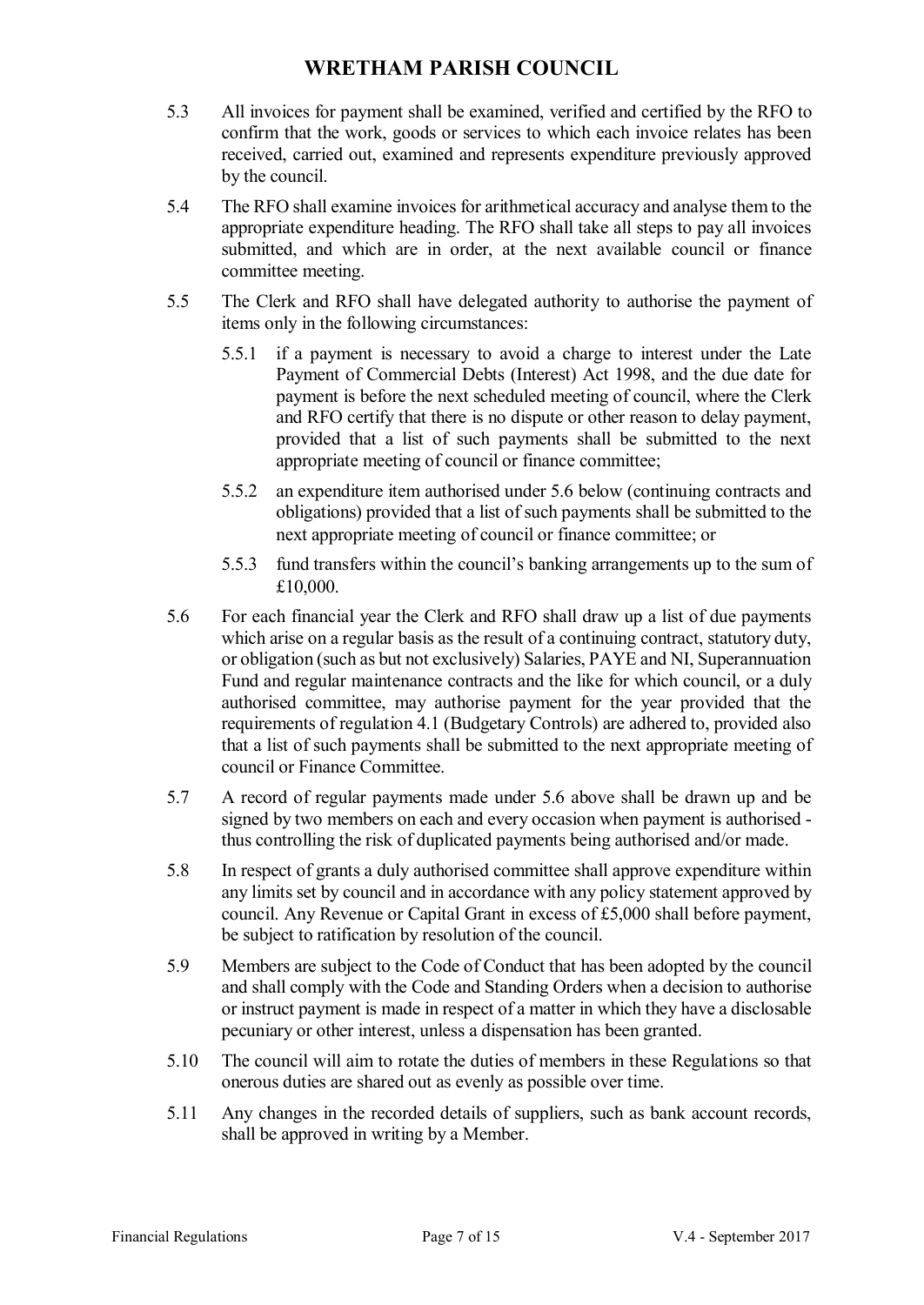5.3 All invoices for payment shall be examined, verified and certified by the RFO to confirm that the work, goods or services to which each invoice relates has been received, carried out, examined and represents expenditure previously approved by the council.

5.4 The RFO shall examine invoices for arithmetical accuracy and analyse them to the appropriate expenditure heading. The RFO shall take all steps to pay all invoices submitted, and which are in order, at the next available council or finance committee meeting.

5.5 The Clerk and RFO shall have delegated authority to authorise the payment of items only in the following circumstances:

> 5.5.1 if a payment is necessary to avoid a charge to interest under the Late Payment of Commercial Debts (Interest) Act 1998, and the due date for payment is before the next scheduled meeting of council, where the Clerk and RFO certify that there is no dispute or other reason to delay payment, provided that a list of such payments shall be submitted to the next appropriate meeting of council or finance committee;
>
> 5.5.2 an expenditure item authorised under 5.6 below (continuing contracts and obligations) provided that a list of such payments shall be submitted to the next appropriate meeting of council or finance committee; or
>
> 5.5.3 fund transfers within the council's banking arrangements up to the sum of £10,000.

5.6 For each financial year the Clerk and RFO shall draw up a list of due payments which arise on a regular basis as the result of a continuing contract, statutory duty, or obligation (such as but not exclusively) Salaries, PAYE and NI, Superannuation Fund and regular maintenance contracts and the like for which council, or a duly authorised committee, may authorise payment for the year provided that the requirements of regulation 4.1 (Budgetary Controls) are adhered to, provided also that a list of such payments shall be submitted to the next appropriate meeting of council or Finance Committee.

5.7 A record of regular payments made under 5.6 above shall be drawn up and be signed by two members on each and every occasion when payment is authorised - thus controlling the risk of duplicated payments being authorised and/or made.

5.8 In respect of grants a duly authorised committee shall approve expenditure within any limits set by council and in accordance with any policy statement approved by council. Any Revenue or Capital Grant in excess of £5,000 shall before payment, be subject to ratification by resolution of the council.

5.9 Members are subject to the Code of Conduct that has been adopted by the council and shall comply with the Code and Standing Orders when a decision to authorise or instruct payment is made in respect of a matter in which they have a disclosable pecuniary or other interest, unless a dispensation has been granted.

5.10 The council will aim to rotate the duties of members in these Regulations so that onerous duties are shared out as evenly as possible over time.

5.11 Any changes in the recorded details of suppliers, such as bank account records, shall be approved in writing by a Member.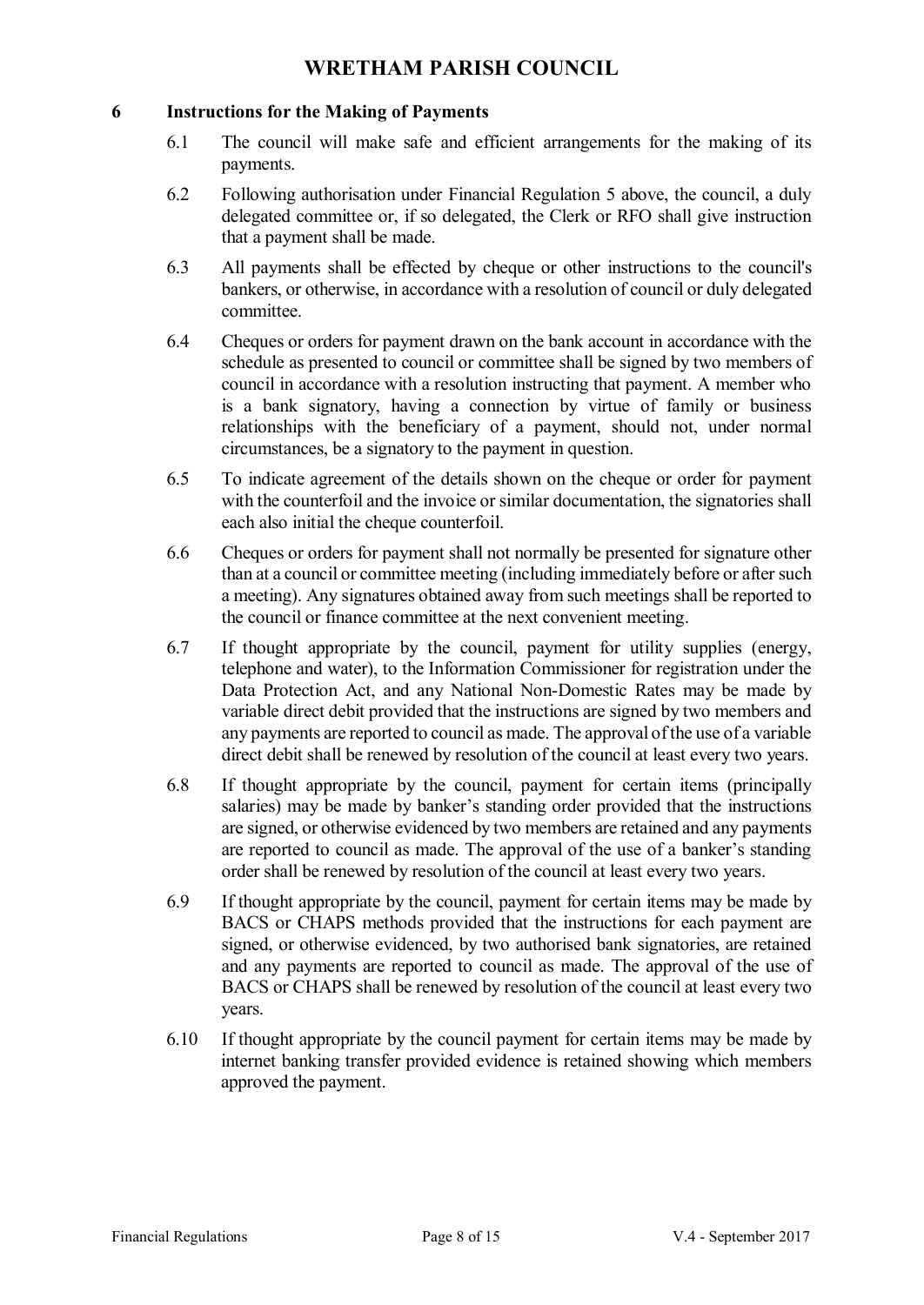## 6 Instructions for the Making of Payments

6.1 The council will make safe and efficient arrangements for the making of its payments.

6.2 Following authorisation under Financial Regulation 5 above, the council, a duly delegated committee or, if so delegated, the Clerk or RFO shall give instruction that a payment shall be made.

6.3 All payments shall be effected by cheque or other instructions to the council's bankers, or otherwise, in accordance with a resolution of council or duly delegated committee.

6.4 Cheques or orders for payment drawn on the bank account in accordance with the schedule as presented to council or committee shall be signed by two members of council in accordance with a resolution instructing that payment. A member who is a bank signatory, having a connection by virtue of family or business relationships with the beneficiary of a payment, should not, under normal circumstances, be a signatory to the payment in question.

6.5 To indicate agreement of the details shown on the cheque or order for payment with the counterfoil and the invoice or similar documentation, the signatories shall each also initial the cheque counterfoil.

6.6 Cheques or orders for payment shall not normally be presented for signature other than at a council or committee meeting (including immediately before or after such a meeting). Any signatures obtained away from such meetings shall be reported to the council or finance committee at the next convenient meeting.

6.7 If thought appropriate by the council, payment for utility supplies (energy, telephone and water), to the Information Commissioner for registration under the Data Protection Act, and any National Non-Domestic Rates may be made by variable direct debit provided that the instructions are signed by two members and any payments are reported to council as made. The approval of the use of a variable direct debit shall be renewed by resolution of the council at least every two years.

6.8 If thought appropriate by the council, payment for certain items (principally salaries) may be made by banker's standing order provided that the instructions are signed, or otherwise evidenced by two members are retained and any payments are reported to council as made. The approval of the use of a banker's standing order shall be renewed by resolution of the council at least every two years.

6.9 If thought appropriate by the council, payment for certain items may be made by BACS or CHAPS methods provided that the instructions for each payment are signed, or otherwise evidenced, by two authorised bank signatories, are retained and any payments are reported to council as made. The approval of the use of BACS or CHAPS shall be renewed by resolution of the council at least every two years.

6.10 If thought appropriate by the council payment for certain items may be made by internet banking transfer provided evidence is retained showing which members approved the payment.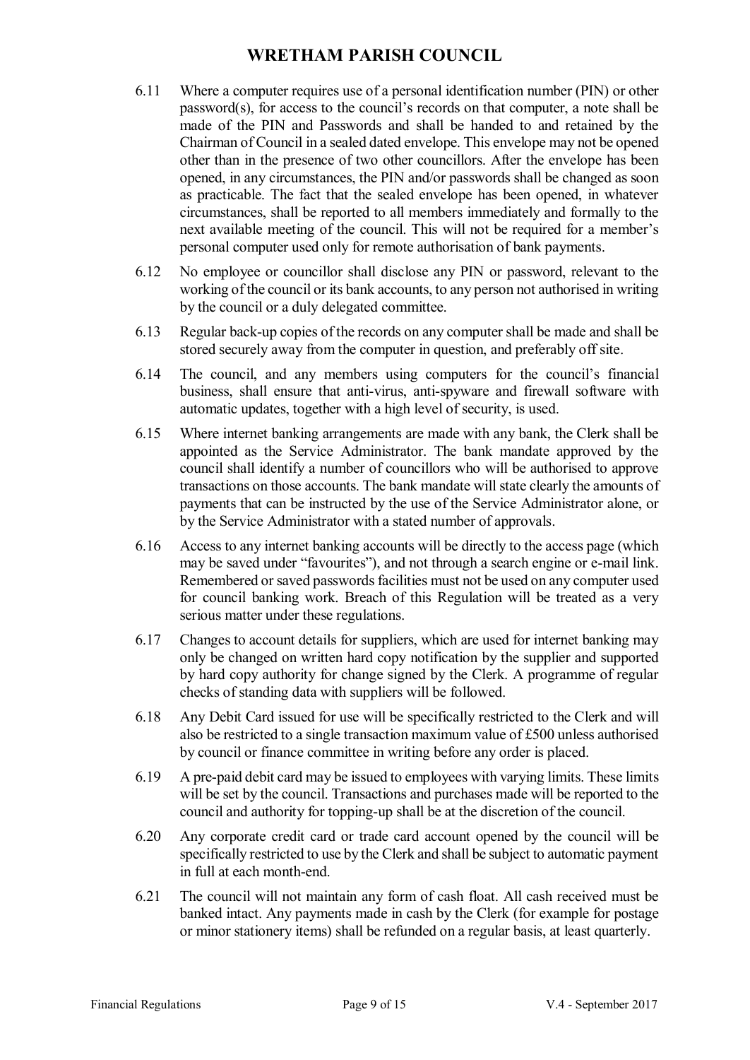6.11 Where a computer requires use of a personal identification number (PIN) or other password(s), for access to the council's records on that computer, a note shall be made of the PIN and Passwords and shall be handed to and retained by the Chairman of Council in a sealed dated envelope. This envelope may not be opened other than in the presence of two other councillors. After the envelope has been opened, in any circumstances, the PIN and/or passwords shall be changed as soon as practicable. The fact that the sealed envelope has been opened, in whatever circumstances, shall be reported to all members immediately and formally to the next available meeting of the council. This will not be required for a member's personal computer used only for remote authorisation of bank payments.

6.12 No employee or councillor shall disclose any PIN or password, relevant to the working of the council or its bank accounts, to any person not authorised in writing by the council or a duly delegated committee.

6.13 Regular back-up copies of the records on any computer shall be made and shall be stored securely away from the computer in question, and preferably off site.

6.14 The council, and any members using computers for the council's financial business, shall ensure that anti-virus, anti-spyware and firewall software with automatic updates, together with a high level of security, is used.

6.15 Where internet banking arrangements are made with any bank, the Clerk shall be appointed as the Service Administrator. The bank mandate approved by the council shall identify a number of councillors who will be authorised to approve transactions on those accounts. The bank mandate will state clearly the amounts of payments that can be instructed by the use of the Service Administrator alone, or by the Service Administrator with a stated number of approvals.

6.16 Access to any internet banking accounts will be directly to the access page (which may be saved under "favourites"), and not through a search engine or e-mail link. Remembered or saved passwords facilities must not be used on any computer used for council banking work. Breach of this Regulation will be treated as a very serious matter under these regulations.

6.17 Changes to account details for suppliers, which are used for internet banking may only be changed on written hard copy notification by the supplier and supported by hard copy authority for change signed by the Clerk. A programme of regular checks of standing data with suppliers will be followed.

6.18 Any Debit Card issued for use will be specifically restricted to the Clerk and will also be restricted to a single transaction maximum value of £500 unless authorised by council or finance committee in writing before any order is placed.

6.19 A pre-paid debit card may be issued to employees with varying limits. These limits will be set by the council. Transactions and purchases made will be reported to the council and authority for topping-up shall be at the discretion of the council.

6.20 Any corporate credit card or trade card account opened by the council will be specifically restricted to use by the Clerk and shall be subject to automatic payment in full at each month-end.

6.21 The council will not maintain any form of cash float. All cash received must be banked intact. Any payments made in cash by the Clerk (for example for postage or minor stationery items) shall be refunded on a regular basis, at least quarterly.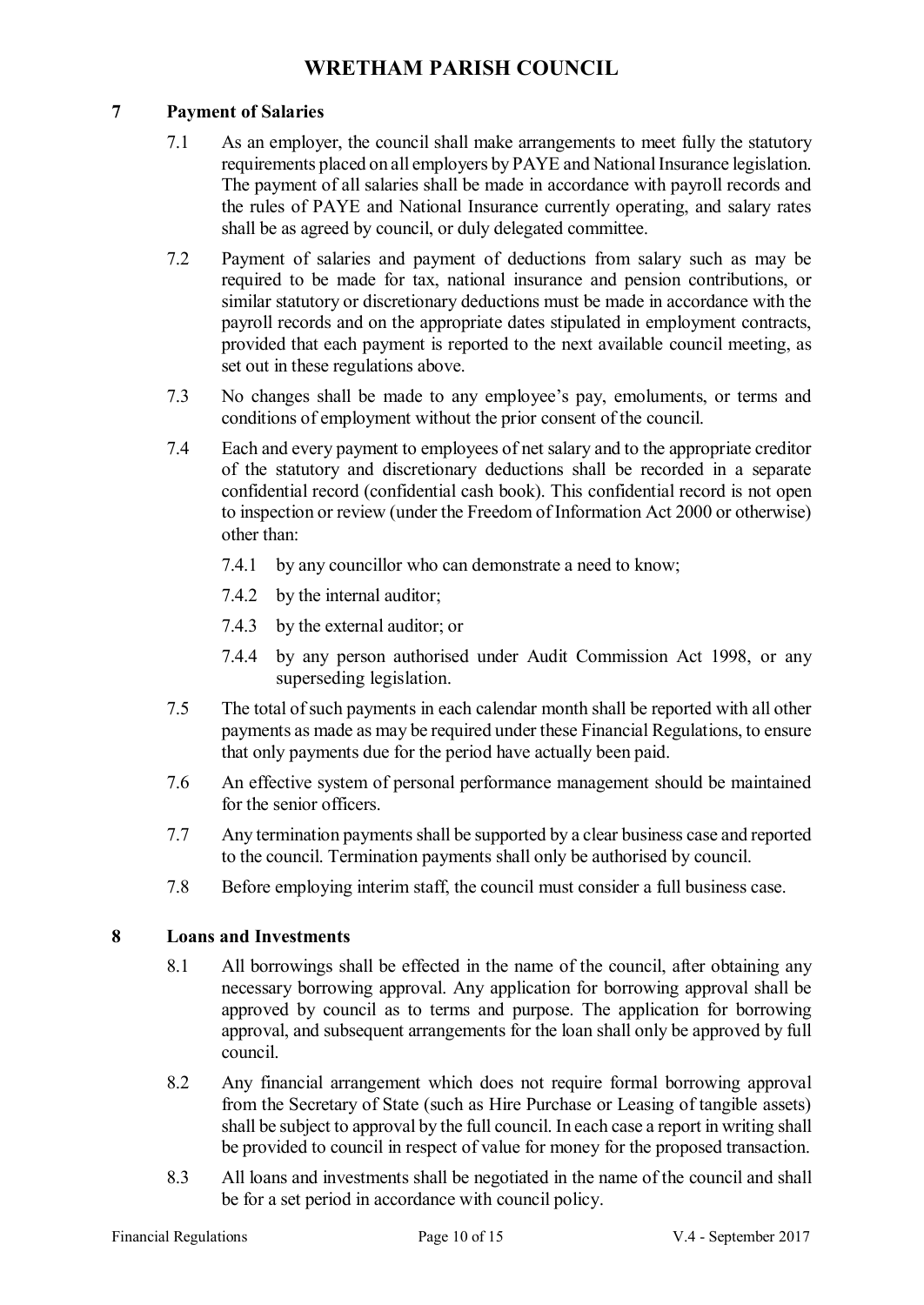## 7 Payment of Salaries

7.1 As an employer, the council shall make arrangements to meet fully the statutory requirements placed on all employers by PAYE and National Insurance legislation. The payment of all salaries shall be made in accordance with payroll records and the rules of PAYE and National Insurance currently operating, and salary rates shall be as agreed by council, or duly delegated committee.

7.2 Payment of salaries and payment of deductions from salary such as may be required to be made for tax, national insurance and pension contributions, or similar statutory or discretionary deductions must be made in accordance with the payroll records and on the appropriate dates stipulated in employment contracts, provided that each payment is reported to the next available council meeting, as set out in these regulations above.

7.3 No changes shall be made to any employee's pay, emoluments, or terms and conditions of employment without the prior consent of the council.

7.4 Each and every payment to employees of net salary and to the appropriate creditor of the statutory and discretionary deductions shall be recorded in a separate confidential record (confidential cash book). This confidential record is not open to inspection or review (under the Freedom of Information Act 2000 or otherwise) other than:

- 7.4.1 by any councillor who can demonstrate a need to know;
- 7.4.2 by the internal auditor;
- 7.4.3 by the external auditor; or
- 7.4.4 by any person authorised under Audit Commission Act 1998, or any superseding legislation.

7.5 The total of such payments in each calendar month shall be reported with all other payments as made as may be required under these Financial Regulations, to ensure that only payments due for the period have actually been paid.

7.6 An effective system of personal performance management should be maintained for the senior officers.

7.7 Any termination payments shall be supported by a clear business case and reported to the council. Termination payments shall only be authorised by council.

7.8 Before employing interim staff, the council must consider a full business case.

## 8 Loans and Investments

8.1 All borrowings shall be effected in the name of the council, after obtaining any necessary borrowing approval. Any application for borrowing approval shall be approved by council as to terms and purpose. The application for borrowing approval, and subsequent arrangements for the loan shall only be approved by full council.

8.2 Any financial arrangement which does not require formal borrowing approval from the Secretary of State (such as Hire Purchase or Leasing of tangible assets) shall be subject to approval by the full council. In each case a report in writing shall be provided to council in respect of value for money for the proposed transaction.

8.3 All loans and investments shall be negotiated in the name of the council and shall be for a set period in accordance with council policy.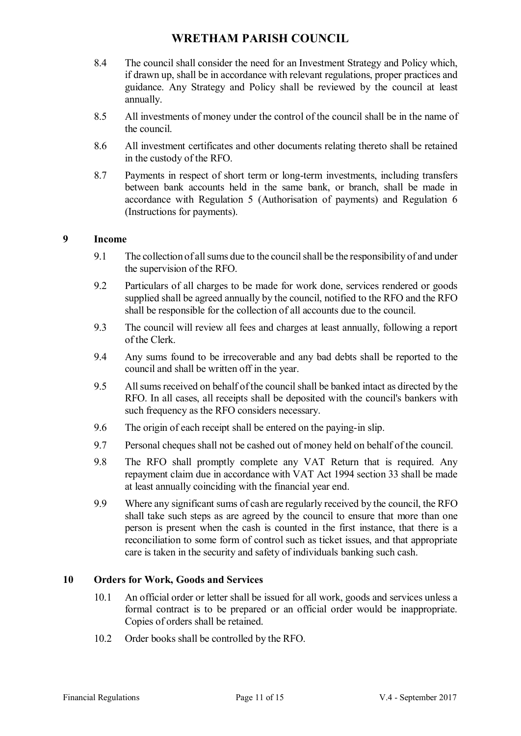8.4 The council shall consider the need for an Investment Strategy and Policy which, if drawn up, shall be in accordance with relevant regulations, proper practices and guidance. Any Strategy and Policy shall be reviewed by the council at least annually.

8.5 All investments of money under the control of the council shall be in the name of the council.

8.6 All investment certificates and other documents relating thereto shall be retained in the custody of the RFO.

8.7 Payments in respect of short term or long-term investments, including transfers between bank accounts held in the same bank, or branch, shall be made in accordance with Regulation 5 (Authorisation of payments) and Regulation 6 (Instructions for payments).

## 9 Income

9.1 The collection of all sums due to the council shall be the responsibility of and under the supervision of the RFO.

9.2 Particulars of all charges to be made for work done, services rendered or goods supplied shall be agreed annually by the council, notified to the RFO and the RFO shall be responsible for the collection of all accounts due to the council.

9.3 The council will review all fees and charges at least annually, following a report of the Clerk.

9.4 Any sums found to be irrecoverable and any bad debts shall be reported to the council and shall be written off in the year.

9.5 All sums received on behalf of the council shall be banked intact as directed by the RFO. In all cases, all receipts shall be deposited with the council's bankers with such frequency as the RFO considers necessary.

9.6 The origin of each receipt shall be entered on the paying-in slip.

9.7 Personal cheques shall not be cashed out of money held on behalf of the council.

9.8 The RFO shall promptly complete any VAT Return that is required. Any repayment claim due in accordance with VAT Act 1994 section 33 shall be made at least annually coinciding with the financial year end.

9.9 Where any significant sums of cash are regularly received by the council, the RFO shall take such steps as are agreed by the council to ensure that more than one person is present when the cash is counted in the first instance, that there is a reconciliation to some form of control such as ticket issues, and that appropriate care is taken in the security and safety of individuals banking such cash.

## 10 Orders for Work, Goods and Services

10.1 An official order or letter shall be issued for all work, goods and services unless a formal contract is to be prepared or an official order would be inappropriate. Copies of orders shall be retained.

10.2 Order books shall be controlled by the RFO.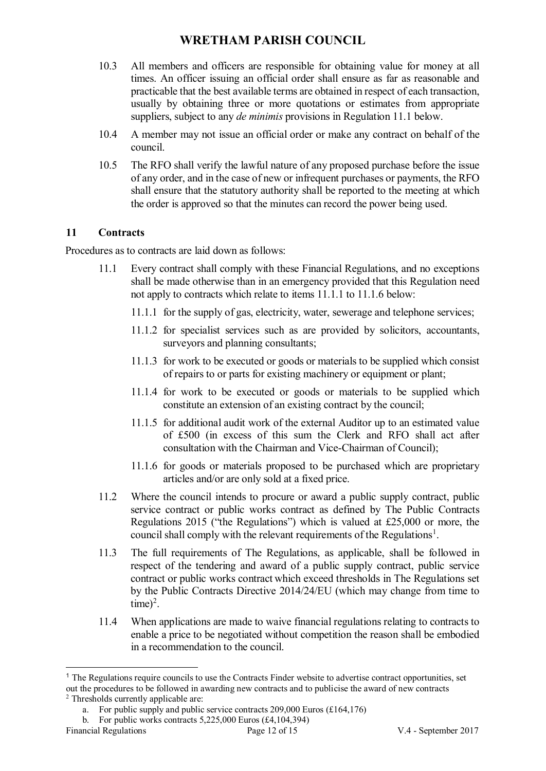10.3 All members and officers are responsible for obtaining value for money at all times. An officer issuing an official order shall ensure as far as reasonable and practicable that the best available terms are obtained in respect of each transaction, usually by obtaining three or more quotations or estimates from appropriate suppliers, subject to any *de minimis* provisions in Regulation 11.1 below.

10.4 A member may not issue an official order or make any contract on behalf of the council.

10.5 The RFO shall verify the lawful nature of any proposed purchase before the issue of any order, and in the case of new or infrequent purchases or payments, the RFO shall ensure that the statutory authority shall be reported to the meeting at which the order is approved so that the minutes can record the power being used.

## 11 Contracts

Procedures as to contracts are laid down as follows:

11.1 Every contract shall comply with these Financial Regulations, and no exceptions shall be made otherwise than in an emergency provided that this Regulation need not apply to contracts which relate to items 11.1.1 to 11.1.6 below:

- 11.1.1 for the supply of gas, electricity, water, sewerage and telephone services;
- 11.1.2 for specialist services such as are provided by solicitors, accountants, surveyors and planning consultants;
- 11.1.3 for work to be executed or goods or materials to be supplied which consist of repairs to or parts for existing machinery or equipment or plant;
- 11.1.4 for work to be executed or goods or materials to be supplied which constitute an extension of an existing contract by the council;
- 11.1.5 for additional audit work of the external Auditor up to an estimated value of £500 (in excess of this sum the Clerk and RFO shall act after consultation with the Chairman and Vice-Chairman of Council);
- 11.1.6 for goods or materials proposed to be purchased which are proprietary articles and/or are only sold at a fixed price.

11.2 Where the council intends to procure or award a public supply contract, public service contract or public works contract as defined by The Public Contracts Regulations 2015 ("the Regulations") which is valued at £25,000 or more, the council shall comply with the relevant requirements of the Regulations[1].

11.3 The full requirements of The Regulations, as applicable, shall be followed in respect of the tendering and award of a public supply contract, public service contract or public works contract which exceed thresholds in The Regulations set by the Public Contracts Directive 2014/24/EU (which may change from time to time)[2].

11.4 When applications are made to waive financial regulations relating to contracts to enable a price to be negotiated without competition the reason shall be embodied in a recommendation to the council.

---

[1] The Regulations require councils to use the Contracts Finder website to advertise contract opportunities, set out the procedures to be followed in awarding new contracts and to publicise the award of new contracts

[2] Thresholds currently applicable are:

a. For public supply and public service contracts 209,000 Euros (£164,176)

b. For public works contracts 5,225,000 Euros (£4,104,394)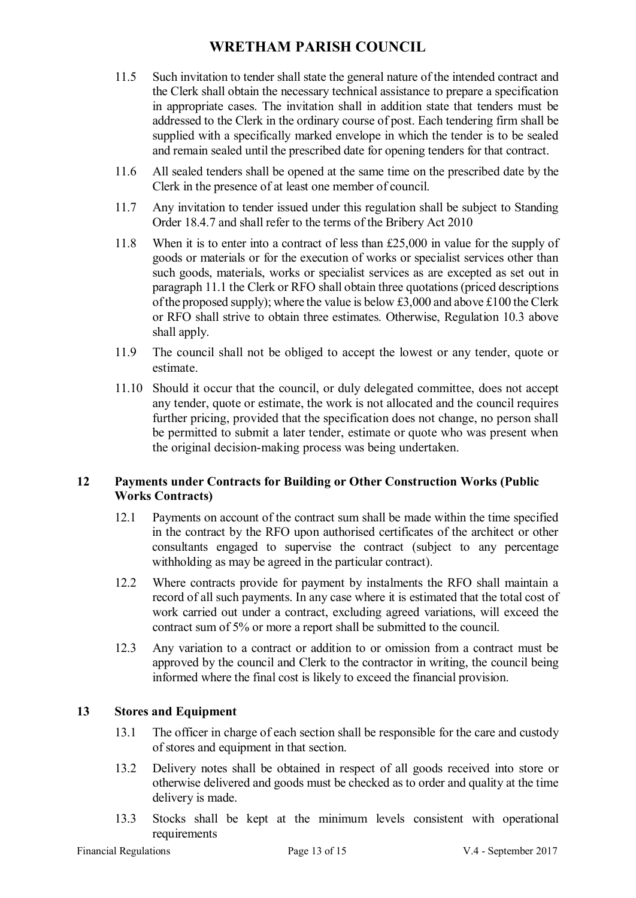11.5 Such invitation to tender shall state the general nature of the intended contract and the Clerk shall obtain the necessary technical assistance to prepare a specification in appropriate cases. The invitation shall in addition state that tenders must be addressed to the Clerk in the ordinary course of post. Each tendering firm shall be supplied with a specifically marked envelope in which the tender is to be sealed and remain sealed until the prescribed date for opening tenders for that contract.

11.6 All sealed tenders shall be opened at the same time on the prescribed date by the Clerk in the presence of at least one member of council.

11.7 Any invitation to tender issued under this regulation shall be subject to Standing Order 18.4.7 and shall refer to the terms of the Bribery Act 2010

11.8 When it is to enter into a contract of less than £25,000 in value for the supply of goods or materials or for the execution of works or specialist services other than such goods, materials, works or specialist services as are excepted as set out in paragraph 11.1 the Clerk or RFO shall obtain three quotations (priced descriptions of the proposed supply); where the value is below £3,000 and above £100 the Clerk or RFO shall strive to obtain three estimates. Otherwise, Regulation 10.3 above shall apply.

11.9 The council shall not be obliged to accept the lowest or any tender, quote or estimate.

11.10 Should it occur that the council, or duly delegated committee, does not accept any tender, quote or estimate, the work is not allocated and the council requires further pricing, provided that the specification does not change, no person shall be permitted to submit a later tender, estimate or quote who was present when the original decision-making process was being undertaken.

## 12 Payments under Contracts for Building or Other Construction Works (Public Works Contracts)

12.1 Payments on account of the contract sum shall be made within the time specified in the contract by the RFO upon authorised certificates of the architect or other consultants engaged to supervise the contract (subject to any percentage withholding as may be agreed in the particular contract).

12.2 Where contracts provide for payment by instalments the RFO shall maintain a record of all such payments. In any case where it is estimated that the total cost of work carried out under a contract, excluding agreed variations, will exceed the contract sum of 5% or more a report shall be submitted to the council.

12.3 Any variation to a contract or addition to or omission from a contract must be approved by the council and Clerk to the contractor in writing, the council being informed where the final cost is likely to exceed the financial provision.

## 13 Stores and Equipment

13.1 The officer in charge of each section shall be responsible for the care and custody of stores and equipment in that section.

13.2 Delivery notes shall be obtained in respect of all goods received into store or otherwise delivered and goods must be checked as to order and quality at the time delivery is made.

13.3 Stocks shall be kept at the minimum levels consistent with operational requirements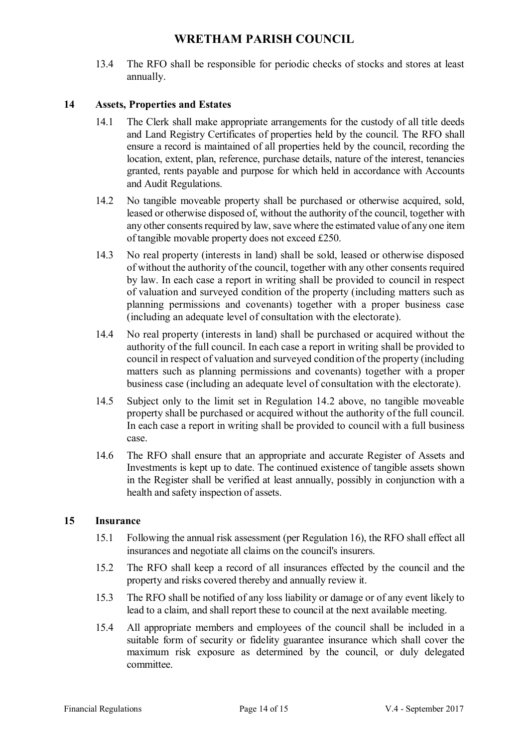13.4 The RFO shall be responsible for periodic checks of stocks and stores at least annually.

## 14 Assets, Properties and Estates

14.1 The Clerk shall make appropriate arrangements for the custody of all title deeds and Land Registry Certificates of properties held by the council. The RFO shall ensure a record is maintained of all properties held by the council, recording the location, extent, plan, reference, purchase details, nature of the interest, tenancies granted, rents payable and purpose for which held in accordance with Accounts and Audit Regulations.

14.2 No tangible moveable property shall be purchased or otherwise acquired, sold, leased or otherwise disposed of, without the authority of the council, together with any other consents required by law, save where the estimated value of any one item of tangible movable property does not exceed £250.

14.3 No real property (interests in land) shall be sold, leased or otherwise disposed of without the authority of the council, together with any other consents required by law. In each case a report in writing shall be provided to council in respect of valuation and surveyed condition of the property (including matters such as planning permissions and covenants) together with a proper business case (including an adequate level of consultation with the electorate).

14.4 No real property (interests in land) shall be purchased or acquired without the authority of the full council. In each case a report in writing shall be provided to council in respect of valuation and surveyed condition of the property (including matters such as planning permissions and covenants) together with a proper business case (including an adequate level of consultation with the electorate).

14.5 Subject only to the limit set in Regulation 14.2 above, no tangible moveable property shall be purchased or acquired without the authority of the full council. In each case a report in writing shall be provided to council with a full business case.

14.6 The RFO shall ensure that an appropriate and accurate Register of Assets and Investments is kept up to date. The continued existence of tangible assets shown in the Register shall be verified at least annually, possibly in conjunction with a health and safety inspection of assets.

## 15 Insurance

15.1 Following the annual risk assessment (per Regulation 16), the RFO shall effect all insurances and negotiate all claims on the council's insurers.

15.2 The RFO shall keep a record of all insurances effected by the council and the property and risks covered thereby and annually review it.

15.3 The RFO shall be notified of any loss liability or damage or of any event likely to lead to a claim, and shall report these to council at the next available meeting.

15.4 All appropriate members and employees of the council shall be included in a suitable form of security or fidelity guarantee insurance which shall cover the maximum risk exposure as determined by the council, or duly delegated committee.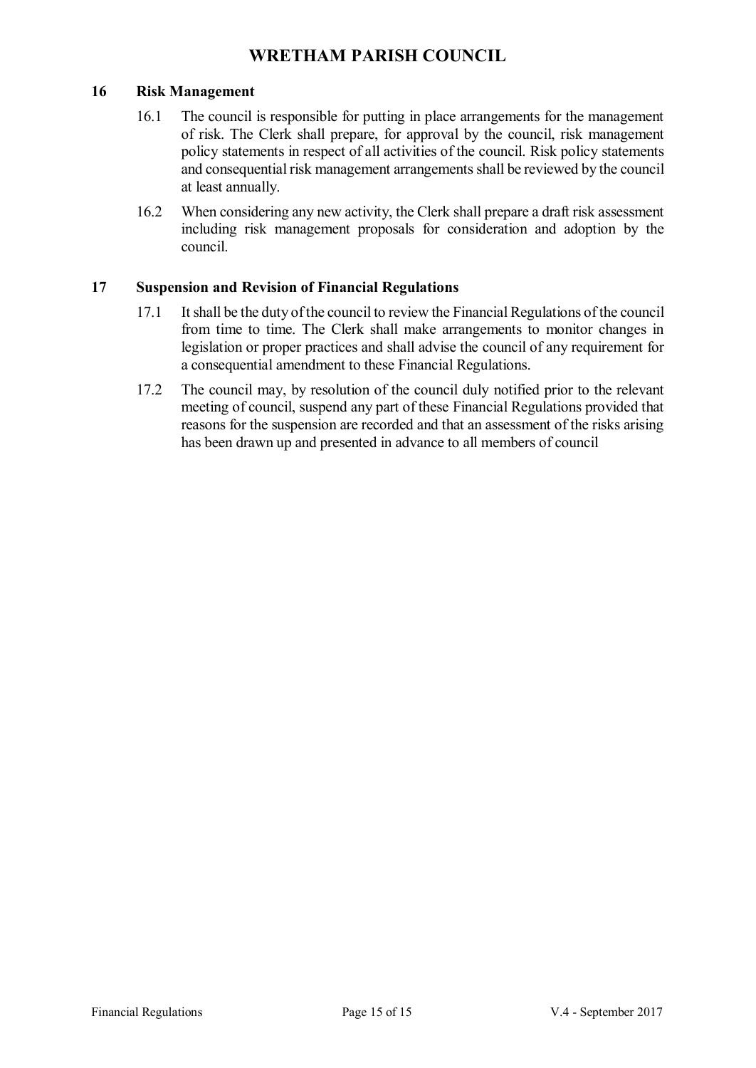## 16 Risk Management

16.1 The council is responsible for putting in place arrangements for the management of risk. The Clerk shall prepare, for approval by the council, risk management policy statements in respect of all activities of the council. Risk policy statements and consequential risk management arrangements shall be reviewed by the council at least annually.

16.2 When considering any new activity, the Clerk shall prepare a draft risk assessment including risk management proposals for consideration and adoption by the council.

## 17 Suspension and Revision of Financial Regulations

17.1 It shall be the duty of the council to review the Financial Regulations of the council from time to time. The Clerk shall make arrangements to monitor changes in legislation or proper practices and shall advise the council of any requirement for a consequential amendment to these Financial Regulations.

17.2 The council may, by resolution of the council duly notified prior to the relevant meeting of council, suspend any part of these Financial Regulations provided that reasons for the suspension are recorded and that an assessment of the risks arising has been drawn up and presented in advance to all members of council